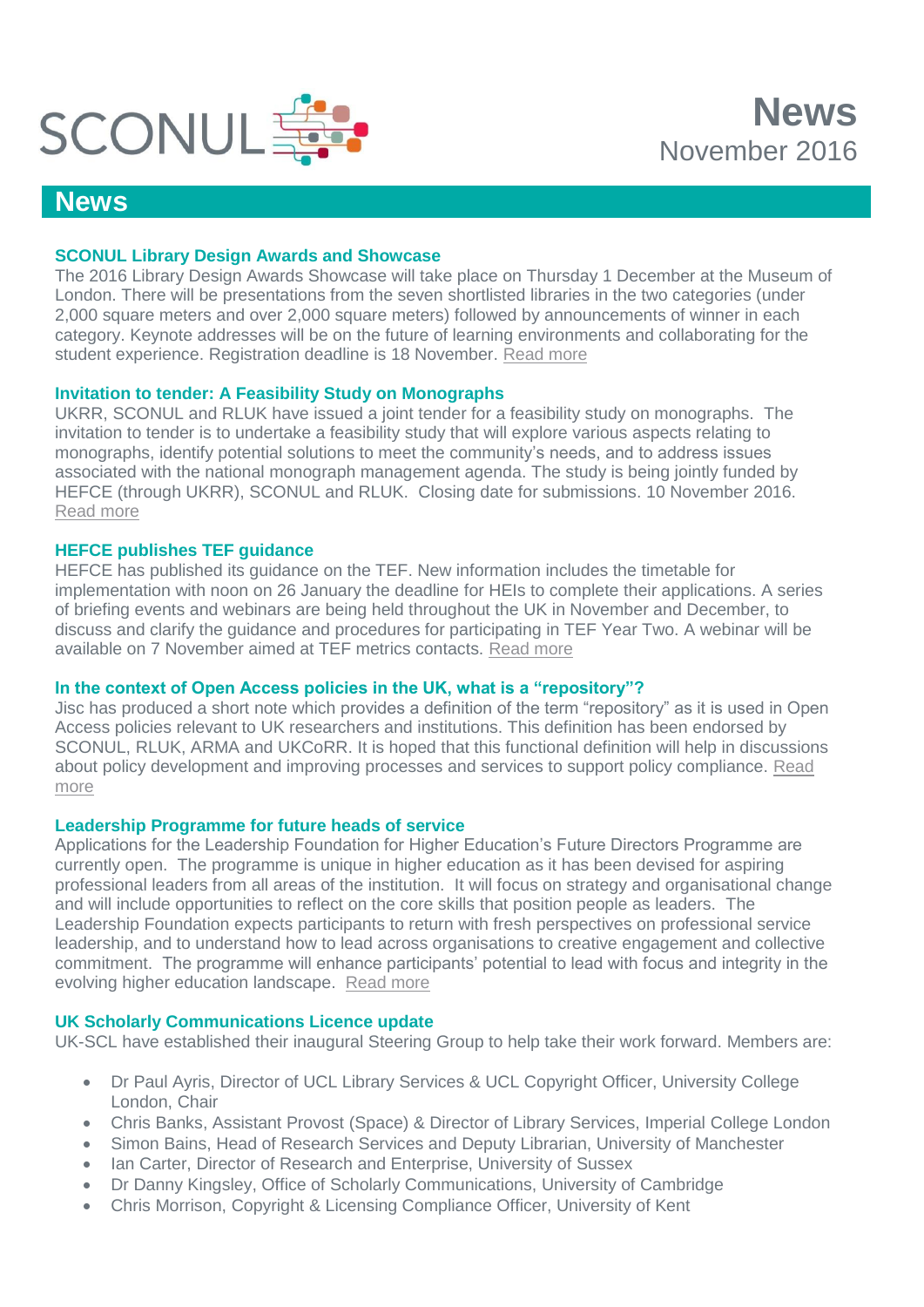SCONUL

# News
November 2016

## News

### SCONUL Library Design Awards and Showcase

The 2016 Library Design Awards Showcase will take place on Thursday 1 December at the Museum of London. There will be presentations from the seven shortlisted libraries in the two categories (under 2,000 square meters and over 2,000 square meters) followed by announcements of winner in each category. Keynote addresses will be on the future of learning environments and collaborating for the student experience. Registration deadline is 18 November. Read more

### Invitation to tender: A Feasibility Study on Monographs

UKRR, SCONUL and RLUK have issued a joint tender for a feasibility study on monographs. The invitation to tender is to undertake a feasibility study that will explore various aspects relating to monographs, identify potential solutions to meet the community's needs, and to address issues associated with the national monograph management agenda. The study is being jointly funded by HEFCE (through UKRR), SCONUL and RLUK. Closing date for submissions. 10 November 2016. Read more

### HEFCE publishes TEF guidance

HEFCE has published its guidance on the TEF. New information includes the timetable for implementation with noon on 26 January the deadline for HEIs to complete their applications. A series of briefing events and webinars are being held throughout the UK in November and December, to discuss and clarify the guidance and procedures for participating in TEF Year Two. A webinar will be available on 7 November aimed at TEF metrics contacts. Read more

### In the context of Open Access policies in the UK, what is a "repository"?

Jisc has produced a short note which provides a definition of the term "repository" as it is used in Open Access policies relevant to UK researchers and institutions. This definition has been endorsed by SCONUL, RLUK, ARMA and UKCoRR. It is hoped that this functional definition will help in discussions about policy development and improving processes and services to support policy compliance. Read more

### Leadership Programme for future heads of service

Applications for the Leadership Foundation for Higher Education's Future Directors Programme are currently open. The programme is unique in higher education as it has been devised for aspiring professional leaders from all areas of the institution. It will focus on strategy and organisational change and will include opportunities to reflect on the core skills that position people as leaders. The Leadership Foundation expects participants to return with fresh perspectives on professional service leadership, and to understand how to lead across organisations to creative engagement and collective commitment. The programme will enhance participants' potential to lead with focus and integrity in the evolving higher education landscape. Read more

### UK Scholarly Communications Licence update

UK-SCL have established their inaugural Steering Group to help take their work forward. Members are:

- Dr Paul Ayris, Director of UCL Library Services & UCL Copyright Officer, University College London, Chair
- Chris Banks, Assistant Provost (Space) & Director of Library Services, Imperial College London
- Simon Bains, Head of Research Services and Deputy Librarian, University of Manchester
- Ian Carter, Director of Research and Enterprise, University of Sussex
- Dr Danny Kingsley, Office of Scholarly Communications, University of Cambridge
- Chris Morrison, Copyright & Licensing Compliance Officer, University of Kent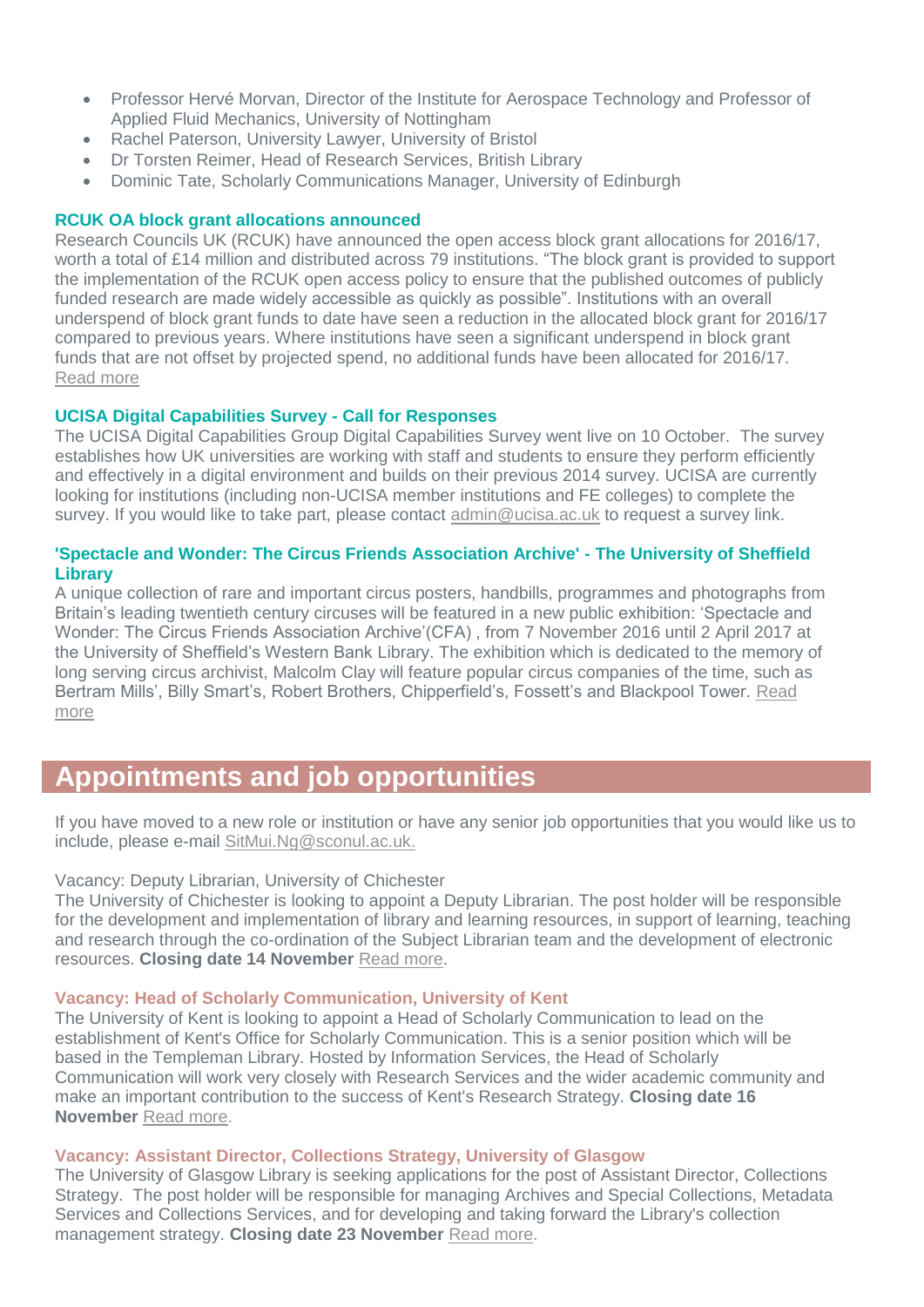- Professor Hervé Morvan, Director of the Institute for Aerospace Technology and Professor of Applied Fluid Mechanics, University of Nottingham
- Rachel Paterson, University Lawyer, University of Bristol
- Dr Torsten Reimer, Head of Research Services, British Library
- Dominic Tate, Scholarly Communications Manager, University of Edinburgh

### RCUK OA block grant allocations announced

Research Councils UK (RCUK) have announced the open access block grant allocations for 2016/17, worth a total of £14 million and distributed across 79 institutions. "The block grant is provided to support the implementation of the RCUK open access policy to ensure that the published outcomes of publicly funded research are made widely accessible as quickly as possible". Institutions with an overall underspend of block grant funds to date have seen a reduction in the allocated block grant for 2016/17 compared to previous years. Where institutions have seen a significant underspend in block grant funds that are not offset by projected spend, no additional funds have been allocated for 2016/17. Read more

### UCISA Digital Capabilities Survey - Call for Responses

The UCISA Digital Capabilities Group Digital Capabilities Survey went live on 10 October. The survey establishes how UK universities are working with staff and students to ensure they perform efficiently and effectively in a digital environment and builds on their previous 2014 survey. UCISA are currently looking for institutions (including non-UCISA member institutions and FE colleges) to complete the survey. If you would like to take part, please contact admin@ucisa.ac.uk to request a survey link.

### 'Spectacle and Wonder: The Circus Friends Association Archive' - The University of Sheffield Library

A unique collection of rare and important circus posters, handbills, programmes and photographs from Britain's leading twentieth century circuses will be featured in a new public exhibition: 'Spectacle and Wonder: The Circus Friends Association Archive'(CFA) , from 7 November 2016 until 2 April 2017 at the University of Sheffield's Western Bank Library. The exhibition which is dedicated to the memory of long serving circus archivist, Malcolm Clay will feature popular circus companies of the time, such as Bertram Mills', Billy Smart's, Robert Brothers, Chipperfield's, Fossett's and Blackpool Tower. Read more

## Appointments and job opportunities

If you have moved to a new role or institution or have any senior job opportunities that you would like us to include, please e-mail SitMui.Ng@sconul.ac.uk.

Vacancy: Deputy Librarian, University of Chichester

The University of Chichester is looking to appoint a Deputy Librarian. The post holder will be responsible for the development and implementation of library and learning resources, in support of learning, teaching and research through the co-ordination of the Subject Librarian team and the development of electronic resources. **Closing date 14 November** Read more.

### Vacancy: Head of Scholarly Communication, University of Kent

The University of Kent is looking to appoint a Head of Scholarly Communication to lead on the establishment of Kent's Office for Scholarly Communication. This is a senior position which will be based in the Templeman Library. Hosted by Information Services, the Head of Scholarly Communication will work very closely with Research Services and the wider academic community and make an important contribution to the success of Kent's Research Strategy. **Closing date 16 November** Read more.

### Vacancy: Assistant Director, Collections Strategy, University of Glasgow

The University of Glasgow Library is seeking applications for the post of Assistant Director, Collections Strategy. The post holder will be responsible for managing Archives and Special Collections, Metadata Services and Collections Services, and for developing and taking forward the Library's collection management strategy. **Closing date 23 November** Read more.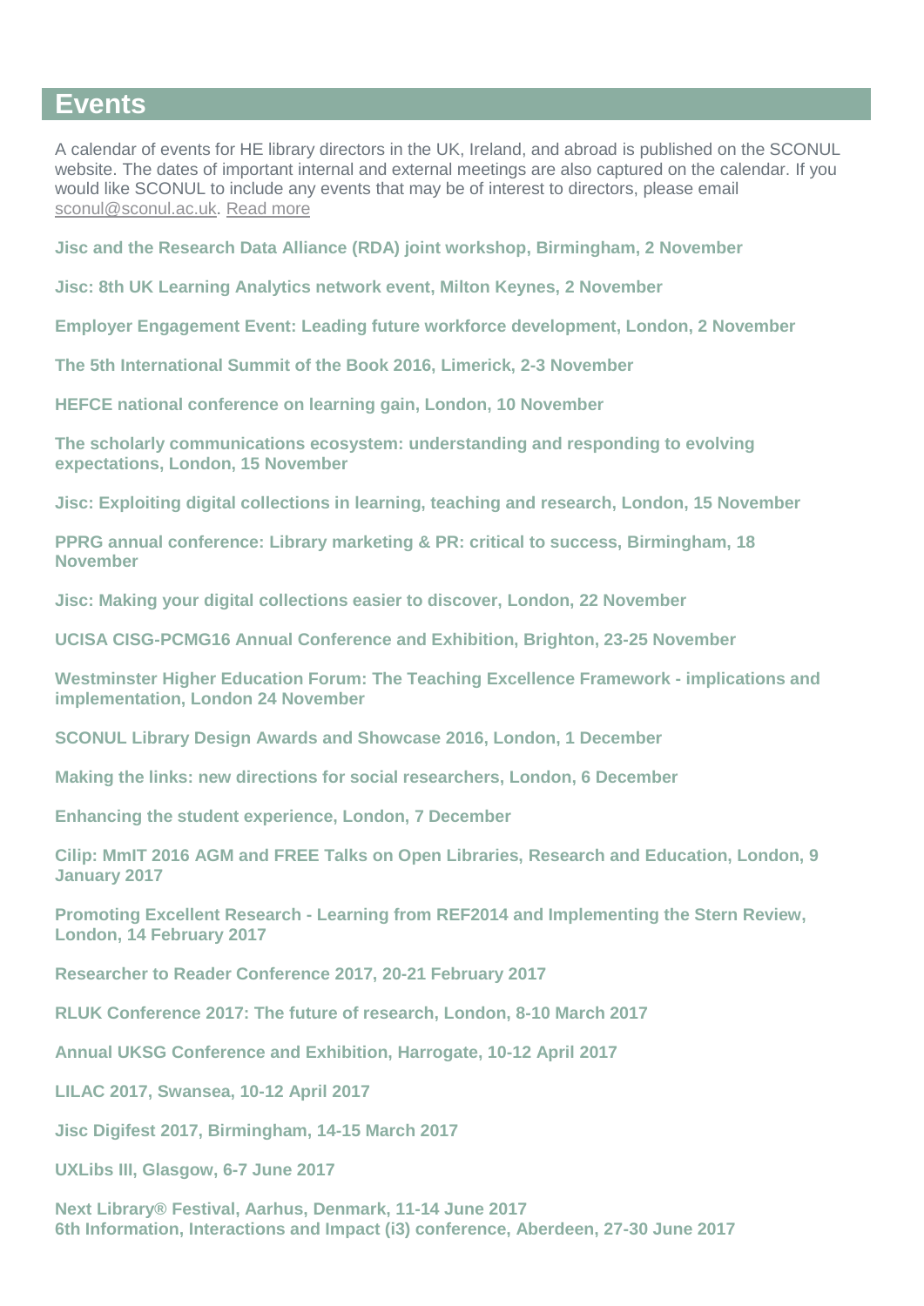# Events

A calendar of events for HE library directors in the UK, Ireland, and abroad is published on the SCONUL website. The dates of important internal and external meetings are also captured on the calendar. If you would like SCONUL to include any events that may be of interest to directors, please email sconul@sconul.ac.uk. Read more

**Jisc and the Research Data Alliance (RDA) joint workshop, Birmingham, 2 November**

**Jisc: 8th UK Learning Analytics network event, Milton Keynes, 2 November**

**Employer Engagement Event: Leading future workforce development, London, 2 November**

**The 5th International Summit of the Book 2016, Limerick, 2-3 November**

**HEFCE national conference on learning gain, London, 10 November**

**The scholarly communications ecosystem: understanding and responding to evolving expectations, London, 15 November**

**Jisc: Exploiting digital collections in learning, teaching and research, London, 15 November**

**PPRG annual conference: Library marketing & PR: critical to success, Birmingham, 18 November**

**Jisc: Making your digital collections easier to discover, London, 22 November**

**UCISA CISG-PCMG16 Annual Conference and Exhibition, Brighton, 23-25 November**

**Westminster Higher Education Forum: The Teaching Excellence Framework - implications and implementation, London 24 November**

**SCONUL Library Design Awards and Showcase 2016, London, 1 December**

**Making the links: new directions for social researchers, London, 6 December**

**Enhancing the student experience, London, 7 December**

**Cilip: MmIT 2016 AGM and FREE Talks on Open Libraries, Research and Education, London, 9 January 2017**

**Promoting Excellent Research - Learning from REF2014 and Implementing the Stern Review, London, 14 February 2017**

**Researcher to Reader Conference 2017, 20-21 February 2017**

**RLUK Conference 2017: The future of research, London, 8-10 March 2017**

**Annual UKSG Conference and Exhibition, Harrogate, 10-12 April 2017**

**LILAC 2017, Swansea, 10-12 April 2017**

**Jisc Digifest 2017, Birmingham, 14-15 March 2017**

**UXLibs III, Glasgow, 6-7 June 2017**

**Next Library® Festival, Aarhus, Denmark, 11-14 June 2017**
**6th Information, Interactions and Impact (i3) conference, Aberdeen, 27-30 June 2017**